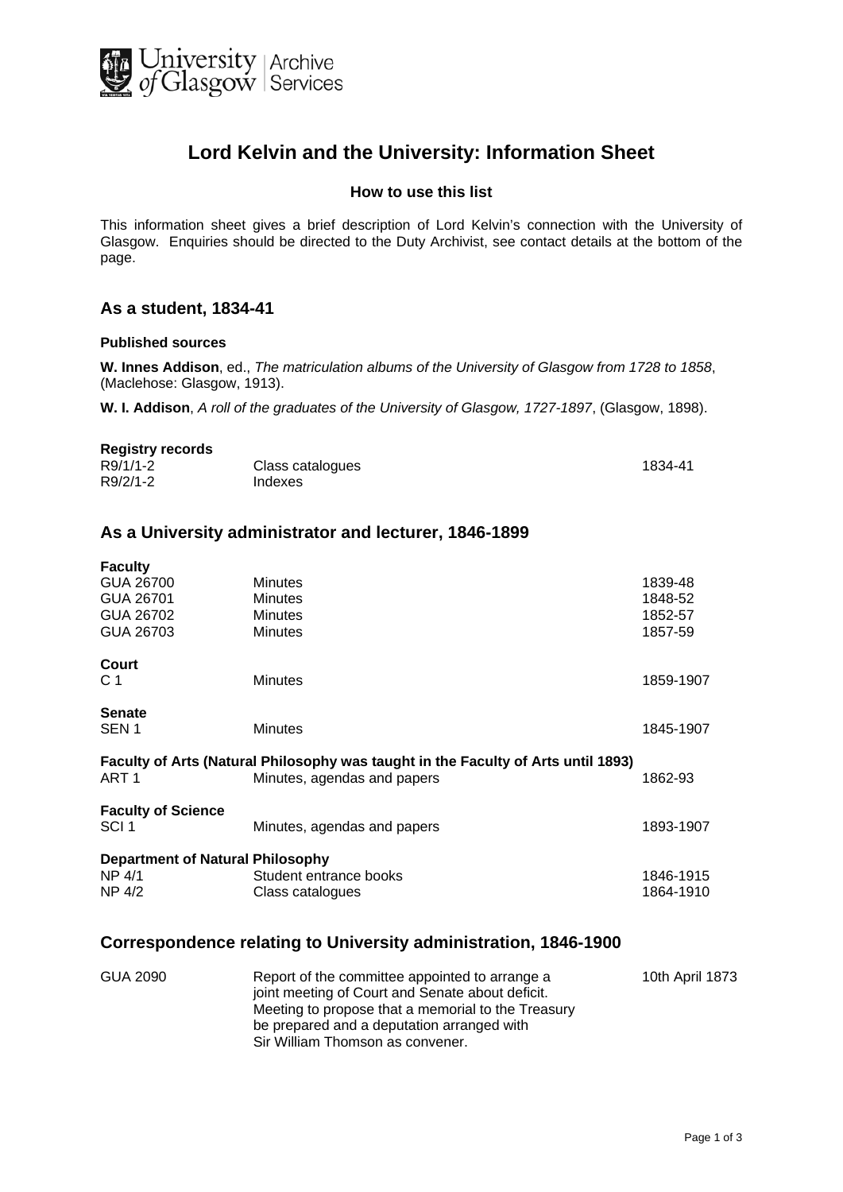# Lord Kelvin and the University: Information Sheet

### How to use this list

This information sheet gives a brief description of Lord Kelvin's connection with the University of Glasgow. Enquiries should be directed to the Duty Archivist, see contact details at the bottom of the page.

## As a student, 1834-41

**Published sources**

**W. Innes Addison**, ed., *The matriculation albums of the University of Glasgow from 1728 to 1858*, (Maclehose: Glasgow, 1913).

**W. I. Addison**, *A roll of the graduates of the University of Glasgow, 1727-1897*, (Glasgow, 1898).

**Registry records**

| | | |
|---|---|---|
| R9/1/1-2 | Class catalogues | 1834-41 |
| R9/2/1-2 | Indexes | |

## As a University administrator and lecturer, 1846-1899

**Faculty**

| | | |
|---|---|---|
| GUA 26700 | Minutes | 1839-48 |
| GUA 26701 | Minutes | 1848-52 |
| GUA 26702 | Minutes | 1852-57 |
| GUA 26703 | Minutes | 1857-59 |

**Court**

| | | |
|---|---|---|
| C 1 | Minutes | 1859-1907 |

**Senate**

| | | |
|---|---|---|
| SEN 1 | Minutes | 1845-1907 |

**Faculty of Arts (Natural Philosophy was taught in the Faculty of Arts until 1893)**

| | | |
|---|---|---|
| ART 1 | Minutes, agendas and papers | 1862-93 |

**Faculty of Science**

| | | |
|---|---|---|
| SCI 1 | Minutes, agendas and papers | 1893-1907 |

**Department of Natural Philosophy**

| | | |
|---|---|---|
| NP 4/1 | Student entrance books | 1846-1915 |
| NP 4/2 | Class catalogues | 1864-1910 |

## Correspondence relating to University administration, 1846-1900

| | | |
|---|---|---|
| GUA 2090 | Report of the committee appointed to arrange a joint meeting of Court and Senate about deficit. Meeting to propose that a memorial to the Treasury be prepared and a deputation arranged with Sir William Thomson as convener. | 10th April 1873 |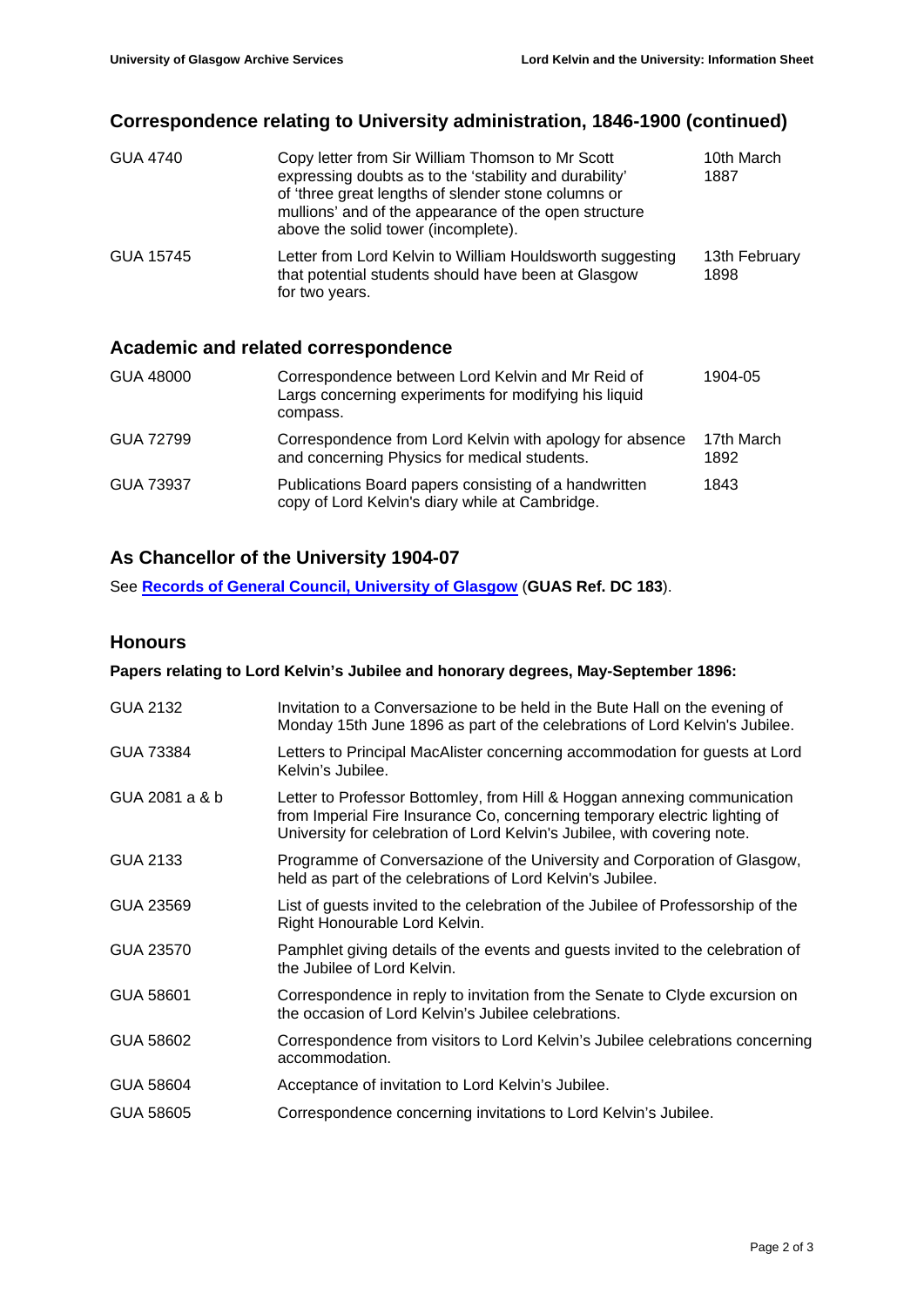## Correspondence relating to University administration, 1846-1900 (continued)

| | | |
|---|---|---|
| GUA 4740 | Copy letter from Sir William Thomson to Mr Scott expressing doubts as to the 'stability and durability' of 'three great lengths of slender stone columns or mullions' and of the appearance of the open structure above the solid tower (incomplete). | 10th March 1887 |
| GUA 15745 | Letter from Lord Kelvin to William Houldsworth suggesting that potential students should have been at Glasgow for two years. | 13th February 1898 |

## Academic and related correspondence

| | | |
|---|---|---|
| GUA 48000 | Correspondence between Lord Kelvin and Mr Reid of Largs concerning experiments for modifying his liquid compass. | 1904-05 |
| GUA 72799 | Correspondence from Lord Kelvin with apology for absence and concerning Physics for medical students. | 17th March 1892 |
| GUA 73937 | Publications Board papers consisting of a handwritten copy of Lord Kelvin's diary while at Cambridge. | 1843 |

## As Chancellor of the University 1904-07

See **Records of General Council, University of Glasgow** (**GUAS Ref. DC 183**).

## Honours

**Papers relating to Lord Kelvin's Jubilee and honorary degrees, May-September 1896:**

| | |
|---|---|
| GUA 2132 | Invitation to a Conversazione to be held in the Bute Hall on the evening of Monday 15th June 1896 as part of the celebrations of Lord Kelvin's Jubilee. |
| GUA 73384 | Letters to Principal MacAlister concerning accommodation for guests at Lord Kelvin's Jubilee. |
| GUA 2081 a & b | Letter to Professor Bottomley, from Hill & Hoggan annexing communication from Imperial Fire Insurance Co, concerning temporary electric lighting of University for celebration of Lord Kelvin's Jubilee, with covering note. |
| GUA 2133 | Programme of Conversazione of the University and Corporation of Glasgow, held as part of the celebrations of Lord Kelvin's Jubilee. |
| GUA 23569 | List of guests invited to the celebration of the Jubilee of Professorship of the Right Honourable Lord Kelvin. |
| GUA 23570 | Pamphlet giving details of the events and guests invited to the celebration of the Jubilee of Lord Kelvin. |
| GUA 58601 | Correspondence in reply to invitation from the Senate to Clyde excursion on the occasion of Lord Kelvin's Jubilee celebrations. |
| GUA 58602 | Correspondence from visitors to Lord Kelvin's Jubilee celebrations concerning accommodation. |
| GUA 58604 | Acceptance of invitation to Lord Kelvin's Jubilee. |
| GUA 58605 | Correspondence concerning invitations to Lord Kelvin's Jubilee. |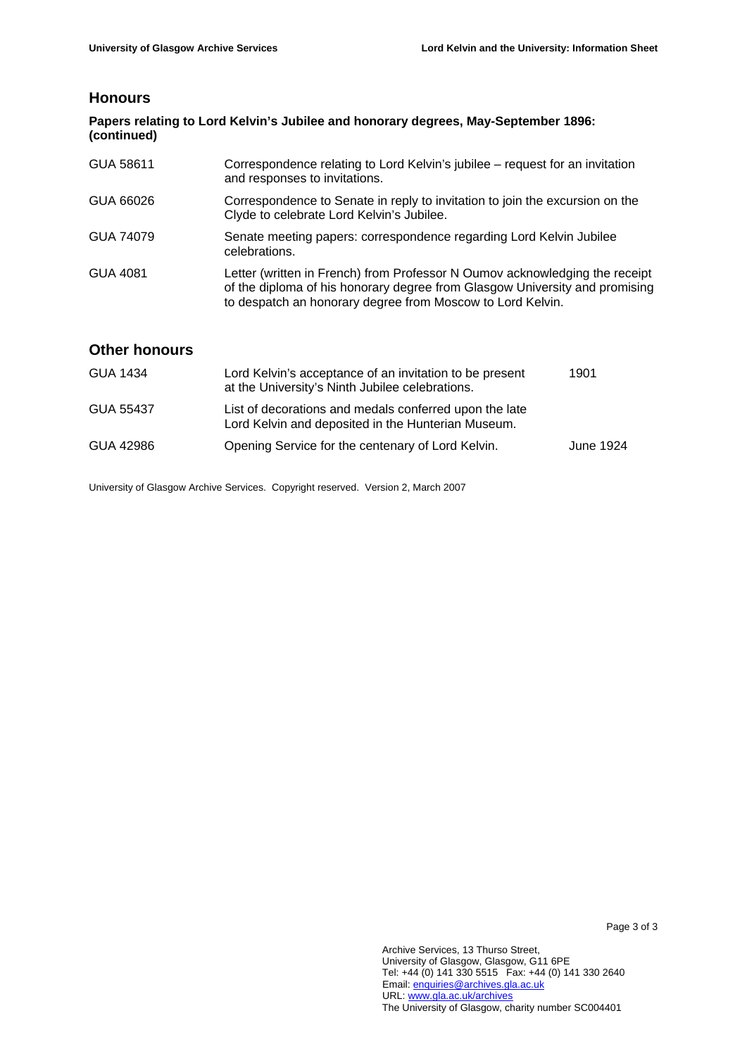## Honours

**Papers relating to Lord Kelvin's Jubilee and honorary degrees, May-September 1896: (continued)**

| | |
|---|---|
| GUA 58611 | Correspondence relating to Lord Kelvin's jubilee – request for an invitation and responses to invitations. |
| GUA 66026 | Correspondence to Senate in reply to invitation to join the excursion on the Clyde to celebrate Lord Kelvin's Jubilee. |
| GUA 74079 | Senate meeting papers: correspondence regarding Lord Kelvin Jubilee celebrations. |
| GUA 4081 | Letter (written in French) from Professor N Oumov acknowledging the receipt of the diploma of his honorary degree from Glasgow University and promising to despatch an honorary degree from Moscow to Lord Kelvin. |

## Other honours

| | | |
|---|---|---|
| GUA 1434 | Lord Kelvin's acceptance of an invitation to be present at the University's Ninth Jubilee celebrations. | 1901 |
| GUA 55437 | List of decorations and medals conferred upon the late Lord Kelvin and deposited in the Hunterian Museum. | |
| GUA 42986 | Opening Service for the centenary of Lord Kelvin. | June 1924 |

University of Glasgow Archive Services. Copyright reserved. Version 2, March 2007

Archive Services, 13 Thurso Street,
University of Glasgow, Glasgow, G11 6PE
Tel: +44 (0) 141 330 5515 Fax: +44 (0) 141 330 2640
Email: enquiries@archives.gla.ac.uk
URL: www.gla.ac.uk/archives
The University of Glasgow, charity number SC004401